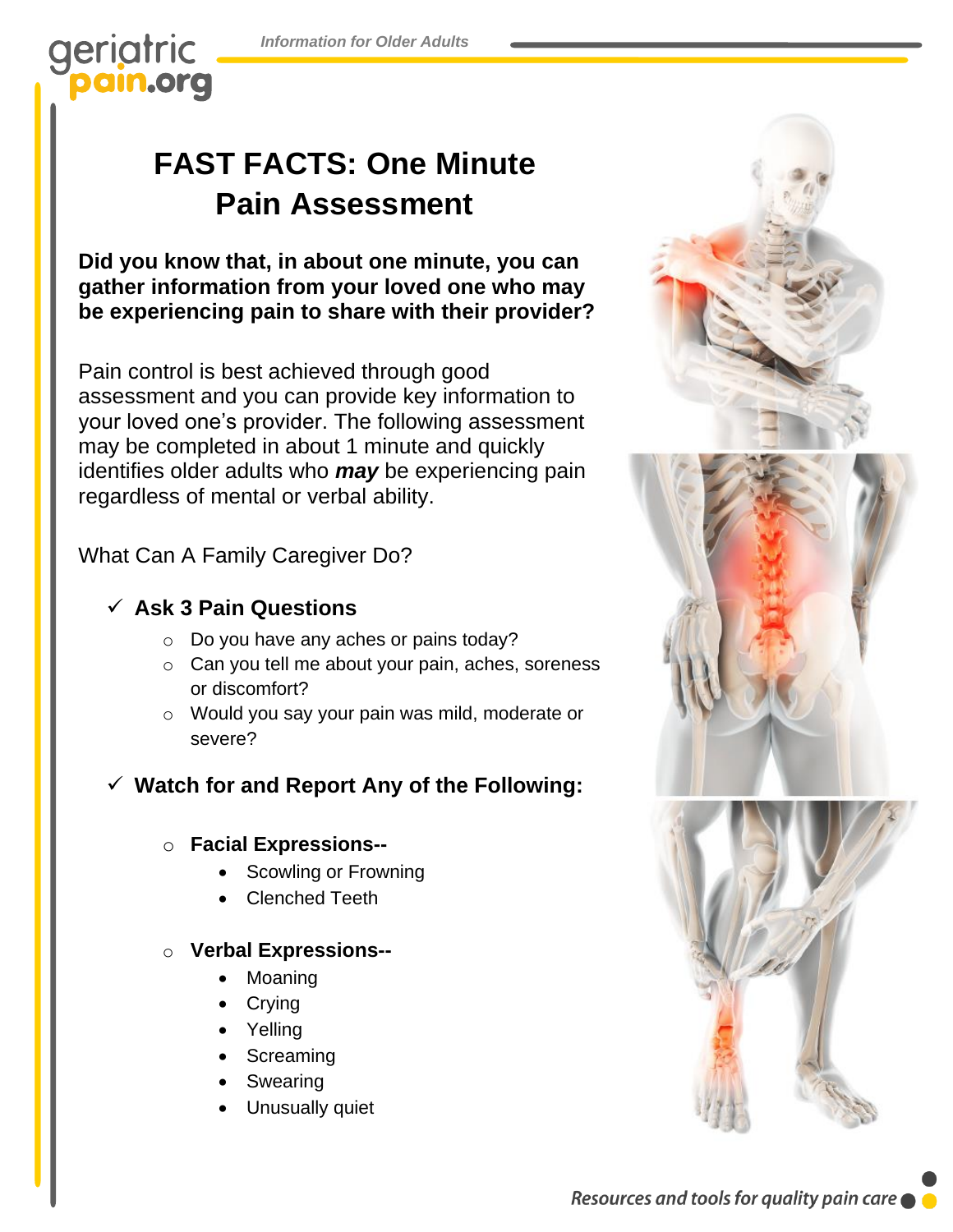# FAST FACTS: One Minute Pain Assessment

**Did you know that, in about one minute, you can gather information from your loved one who may be experiencing pain to share with their provider?**

Pain control is best achieved through good assessment and you can provide key information to your loved one's provider. The following assessment may be completed in about 1 minute and quickly identifies older adults who ***may*** be experiencing pain regardless of mental or verbal ability.

What Can A Family Caregiver Do?

- ✓ **Ask 3 Pain Questions**
  - Do you have any aches or pains today?
  - Can you tell me about your pain, aches, soreness or discomfort?
  - Would you say your pain was mild, moderate or severe?

- ✓ **Watch for and Report Any of the Following:**
  - **Facial Expressions--**
    - Scowling or Frowning
    - Clenched Teeth
  - **Verbal Expressions--**
    - Moaning
    - Crying
    - Yelling
    - Screaming
    - Swearing
    - Unusually quiet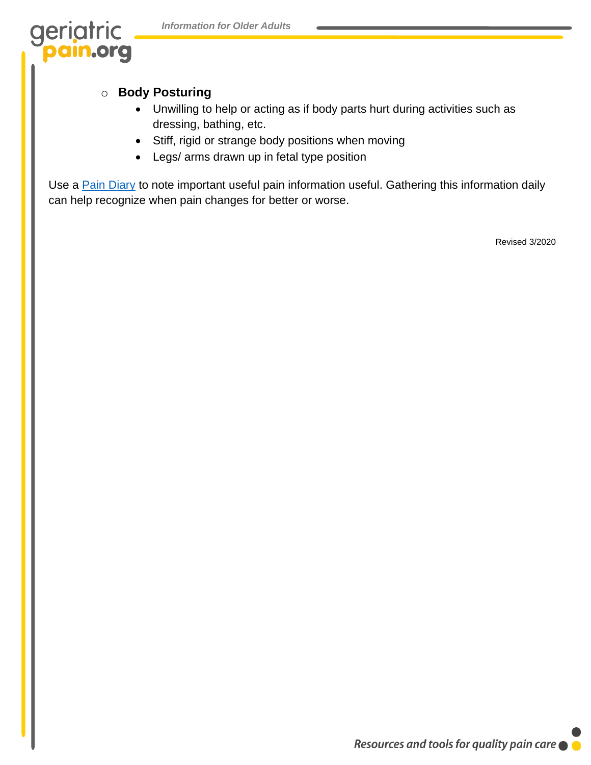- **Body Posturing**
    - Unwilling to help or acting as if body parts hurt during activities such as dressing, bathing, etc.
    - Stiff, rigid or strange body positions when moving
    - Legs/ arms drawn up in fetal type position

Use a Pain Diary to note important useful pain information useful. Gathering this information daily can help recognize when pain changes for better or worse.

Revised 3/2020